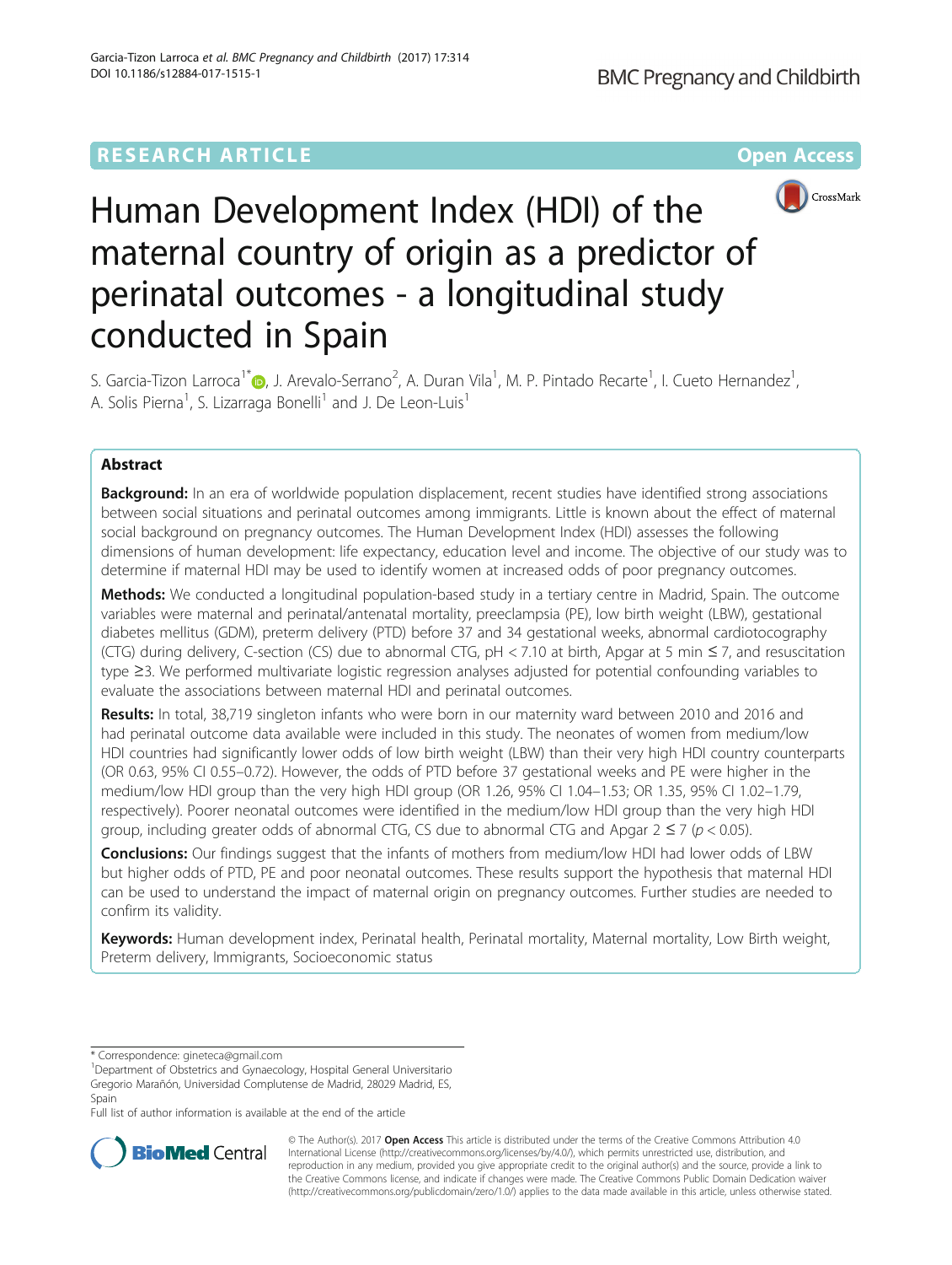RESEARCH ARTICLE

Open Access

# Human Development Index (HDI) of the maternal country of origin as a predictor of perinatal outcomes - a longitudinal study conducted in Spain

S. Garcia-Tizon Larroca[1*], J. Arevalo-Serrano[2], A. Duran Vila[1], M. P. Pintado Recarte[1], I. Cueto Hernandez[1], A. Solis Pierna[1], S. Lizarraga Bonelli[1] and J. De Leon-Luis[1]

## Abstract

**Background:** In an era of worldwide population displacement, recent studies have identified strong associations between social situations and perinatal outcomes among immigrants. Little is known about the effect of maternal social background on pregnancy outcomes. The Human Development Index (HDI) assesses the following dimensions of human development: life expectancy, education level and income. The objective of our study was to determine if maternal HDI may be used to identify women at increased odds of poor pregnancy outcomes.

**Methods:** We conducted a longitudinal population-based study in a tertiary centre in Madrid, Spain. The outcome variables were maternal and perinatal/antenatal mortality, preeclampsia (PE), low birth weight (LBW), gestational diabetes mellitus (GDM), preterm delivery (PTD) before 37 and 34 gestational weeks, abnormal cardiotocography (CTG) during delivery, C-section (CS) due to abnormal CTG, pH < 7.10 at birth, Apgar at 5 min ≤ 7, and resuscitation type ≥3. We performed multivariate logistic regression analyses adjusted for potential confounding variables to evaluate the associations between maternal HDI and perinatal outcomes.

**Results:** In total, 38,719 singleton infants who were born in our maternity ward between 2010 and 2016 and had perinatal outcome data available were included in this study. The neonates of women from medium/low HDI countries had significantly lower odds of low birth weight (LBW) than their very high HDI country counterparts (OR 0.63, 95% CI 0.55–0.72). However, the odds of PTD before 37 gestational weeks and PE were higher in the medium/low HDI group than the very high HDI group (OR 1.26, 95% CI 1.04–1.53; OR 1.35, 95% CI 1.02–1.79, respectively). Poorer neonatal outcomes were identified in the medium/low HDI group than the very high HDI group, including greater odds of abnormal CTG, CS due to abnormal CTG and Apgar 2 ≤ 7 ($p < 0.05$).

**Conclusions:** Our findings suggest that the infants of mothers from medium/low HDI had lower odds of LBW but higher odds of PTD, PE and poor neonatal outcomes. These results support the hypothesis that maternal HDI can be used to understand the impact of maternal origin on pregnancy outcomes. Further studies are needed to confirm its validity.

**Keywords:** Human development index, Perinatal health, Perinatal mortality, Maternal mortality, Low Birth weight, Preterm delivery, Immigrants, Socioeconomic status

\* Correspondence: gineteca@gmail.com
[1]Department of Obstetrics and Gynaecology, Hospital General Universitario Gregorio Marañón, Universidad Complutense de Madrid, 28029 Madrid, ES, Spain
Full list of author information is available at the end of the article

© The Author(s). 2017 **Open Access** This article is distributed under the terms of the Creative Commons Attribution 4.0 International License (http://creativecommons.org/licenses/by/4.0/), which permits unrestricted use, distribution, and reproduction in any medium, provided you give appropriate credit to the original author(s) and the source, provide a link to the Creative Commons license, and indicate if changes were made. The Creative Commons Public Domain Dedication waiver (http://creativecommons.org/publicdomain/zero/1.0/) applies to the data made available in this article, unless otherwise stated.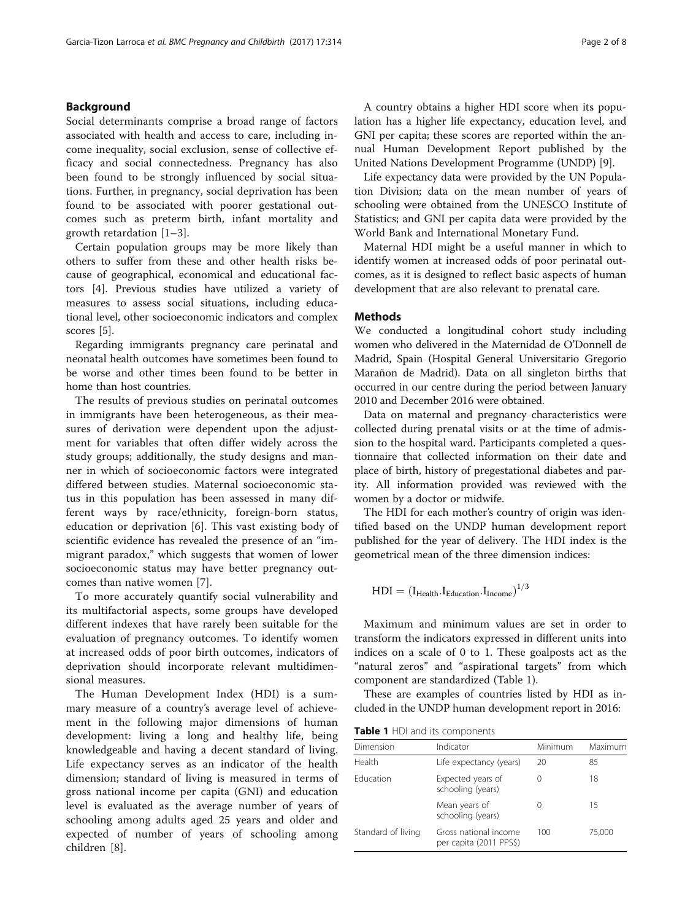## Background

Social determinants comprise a broad range of factors associated with health and access to care, including income inequality, social exclusion, sense of collective efficacy and social connectedness. Pregnancy has also been found to be strongly influenced by social situations. Further, in pregnancy, social deprivation has been found to be associated with poorer gestational outcomes such as preterm birth, infant mortality and growth retardation [1–3].

Certain population groups may be more likely than others to suffer from these and other health risks because of geographical, economical and educational factors [4]. Previous studies have utilized a variety of measures to assess social situations, including educational level, other socioeconomic indicators and complex scores [5].

Regarding immigrants pregnancy care perinatal and neonatal health outcomes have sometimes been found to be worse and other times been found to be better in home than host countries.

The results of previous studies on perinatal outcomes in immigrants have been heterogeneous, as their measures of derivation were dependent upon the adjustment for variables that often differ widely across the study groups; additionally, the study designs and manner in which of socioeconomic factors were integrated differed between studies. Maternal socioeconomic status in this population has been assessed in many different ways by race/ethnicity, foreign-born status, education or deprivation [6]. This vast existing body of scientific evidence has revealed the presence of an "immigrant paradox," which suggests that women of lower socioeconomic status may have better pregnancy outcomes than native women [7].

To more accurately quantify social vulnerability and its multifactorial aspects, some groups have developed different indexes that have rarely been suitable for the evaluation of pregnancy outcomes. To identify women at increased odds of poor birth outcomes, indicators of deprivation should incorporate relevant multidimensional measures.

The Human Development Index (HDI) is a summary measure of a country's average level of achievement in the following major dimensions of human development: living a long and healthy life, being knowledgeable and having a decent standard of living. Life expectancy serves as an indicator of the health dimension; standard of living is measured in terms of gross national income per capita (GNI) and education level is evaluated as the average number of years of schooling among adults aged 25 years and older and expected of number of years of schooling among children [8].

A country obtains a higher HDI score when its population has a higher life expectancy, education level, and GNI per capita; these scores are reported within the annual Human Development Report published by the United Nations Development Programme (UNDP) [9].

Life expectancy data were provided by the UN Population Division; data on the mean number of years of schooling were obtained from the UNESCO Institute of Statistics; and GNI per capita data were provided by the World Bank and International Monetary Fund.

Maternal HDI might be a useful manner in which to identify women at increased odds of poor perinatal outcomes, as it is designed to reflect basic aspects of human development that are also relevant to prenatal care.

## Methods

We conducted a longitudinal cohort study including women who delivered in the Maternidad de O'Donnell de Madrid, Spain (Hospital General Universitario Gregorio Marañon de Madrid). Data on all singleton births that occurred in our centre during the period between January 2010 and December 2016 were obtained.

Data on maternal and pregnancy characteristics were collected during prenatal visits or at the time of admission to the hospital ward. Participants completed a questionnaire that collected information on their date and place of birth, history of pregestational diabetes and parity. All information provided was reviewed with the women by a doctor or midwife.

The HDI for each mother's country of origin was identified based on the UNDP human development report published for the year of delivery. The HDI index is the geometrical mean of the three dimension indices:

$$\mathrm{HDI} = \left(\mathrm{I}_{\mathrm{Health}}.\mathrm{I}_{\mathrm{Education}}.\mathrm{I}_{\mathrm{Income}}\right)^{1/3}$$

Maximum and minimum values are set in order to transform the indicators expressed in different units into indices on a scale of 0 to 1. These goalposts act as the "natural zeros" and "aspirational targets" from which component are standardized (Table 1).

These are examples of countries listed by HDI as included in the UNDP human development report in 2016:

**Table 1** HDI and its components

| Dimension | Indicator | Minimum | Maximum |
|---|---|---|---|
| Health | Life expectancy (years) | 20 | 85 |
| Education | Expected years of schooling (years) | 0 | 18 |
| | Mean years of schooling (years) | 0 | 15 |
| Standard of living | Gross national income per capita (2011 PPS$) | 100 | 75,000 |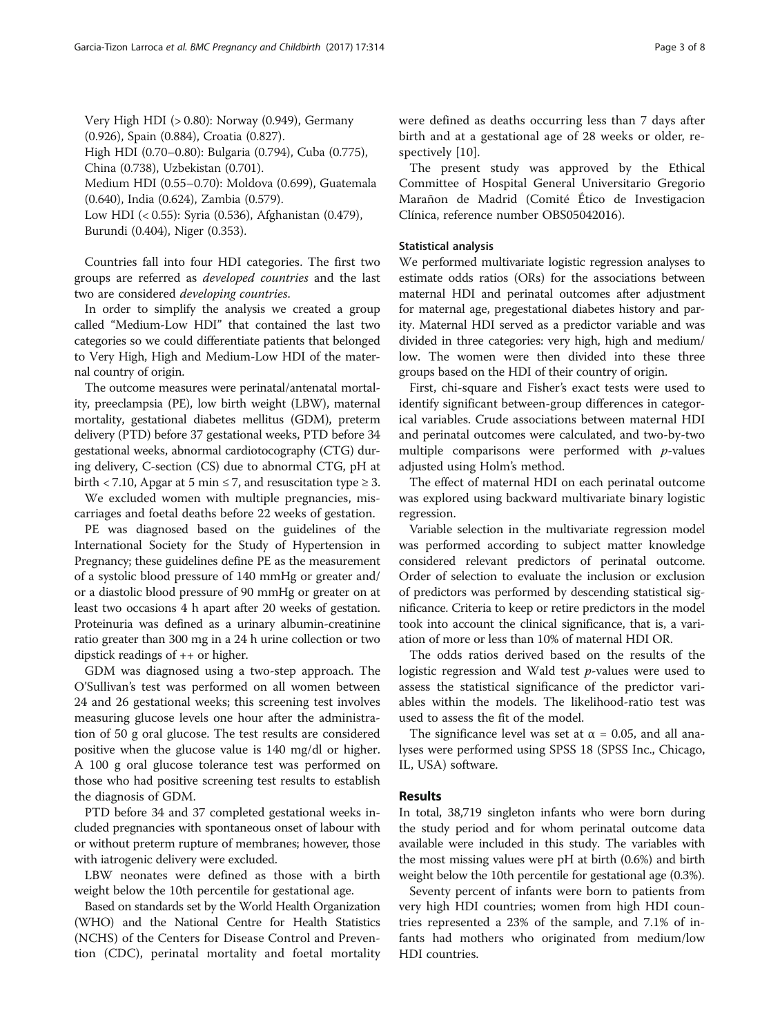Very High HDI (> 0.80): Norway (0.949), Germany (0.926), Spain (0.884), Croatia (0.827).
High HDI (0.70–0.80): Bulgaria (0.794), Cuba (0.775), China (0.738), Uzbekistan (0.701).
Medium HDI (0.55–0.70): Moldova (0.699), Guatemala (0.640), India (0.624), Zambia (0.579).
Low HDI (< 0.55): Syria (0.536), Afghanistan (0.479), Burundi (0.404), Niger (0.353).

Countries fall into four HDI categories. The first two groups are referred as *developed countries* and the last two are considered *developing countries*.

In order to simplify the analysis we created a group called "Medium-Low HDI" that contained the last two categories so we could differentiate patients that belonged to Very High, High and Medium-Low HDI of the maternal country of origin.

The outcome measures were perinatal/antenatal mortality, preeclampsia (PE), low birth weight (LBW), maternal mortality, gestational diabetes mellitus (GDM), preterm delivery (PTD) before 37 gestational weeks, PTD before 34 gestational weeks, abnormal cardiotocography (CTG) during delivery, C-section (CS) due to abnormal CTG, pH at birth < 7.10, Apgar at 5 min ≤ 7, and resuscitation type ≥ 3.

We excluded women with multiple pregnancies, miscarriages and foetal deaths before 22 weeks of gestation.

PE was diagnosed based on the guidelines of the International Society for the Study of Hypertension in Pregnancy; these guidelines define PE as the measurement of a systolic blood pressure of 140 mmHg or greater and/or a diastolic blood pressure of 90 mmHg or greater on at least two occasions 4 h apart after 20 weeks of gestation. Proteinuria was defined as a urinary albumin-creatinine ratio greater than 300 mg in a 24 h urine collection or two dipstick readings of ++ or higher.

GDM was diagnosed using a two-step approach. The O'Sullivan's test was performed on all women between 24 and 26 gestational weeks; this screening test involves measuring glucose levels one hour after the administration of 50 g oral glucose. The test results are considered positive when the glucose value is 140 mg/dl or higher. A 100 g oral glucose tolerance test was performed on those who had positive screening test results to establish the diagnosis of GDM.

PTD before 34 and 37 completed gestational weeks included pregnancies with spontaneous onset of labour with or without preterm rupture of membranes; however, those with iatrogenic delivery were excluded.

LBW neonates were defined as those with a birth weight below the 10th percentile for gestational age.

Based on standards set by the World Health Organization (WHO) and the National Centre for Health Statistics (NCHS) of the Centers for Disease Control and Prevention (CDC), perinatal mortality and foetal mortality were defined as deaths occurring less than 7 days after birth and at a gestational age of 28 weeks or older, respectively [10].

The present study was approved by the Ethical Committee of Hospital General Universitario Gregorio Marañon de Madrid (Comité Ético de Investigacion Clínica, reference number OBS05042016).

### Statistical analysis

We performed multivariate logistic regression analyses to estimate odds ratios (ORs) for the associations between maternal HDI and perinatal outcomes after adjustment for maternal age, pregestational diabetes history and parity. Maternal HDI served as a predictor variable and was divided in three categories: very high, high and medium/low. The women were then divided into these three groups based on the HDI of their country of origin.

First, chi-square and Fisher's exact tests were used to identify significant between-group differences in categorical variables. Crude associations between maternal HDI and perinatal outcomes were calculated, and two-by-two multiple comparisons were performed with *p*-values adjusted using Holm's method.

The effect of maternal HDI on each perinatal outcome was explored using backward multivariate binary logistic regression.

Variable selection in the multivariate regression model was performed according to subject matter knowledge considered relevant predictors of perinatal outcome. Order of selection to evaluate the inclusion or exclusion of predictors was performed by descending statistical significance. Criteria to keep or retire predictors in the model took into account the clinical significance, that is, a variation of more or less than 10% of maternal HDI OR.

The odds ratios derived based on the results of the logistic regression and Wald test *p*-values were used to assess the statistical significance of the predictor variables within the models. The likelihood-ratio test was used to assess the fit of the model.

The significance level was set at $\alpha = 0.05$, and all analyses were performed using SPSS 18 (SPSS Inc., Chicago, IL, USA) software.

## Results

In total, 38,719 singleton infants who were born during the study period and for whom perinatal outcome data available were included in this study. The variables with the most missing values were pH at birth (0.6%) and birth weight below the 10th percentile for gestational age (0.3%).

Seventy percent of infants were born to patients from very high HDI countries; women from high HDI countries represented a 23% of the sample, and 7.1% of infants had mothers who originated from medium/low HDI countries.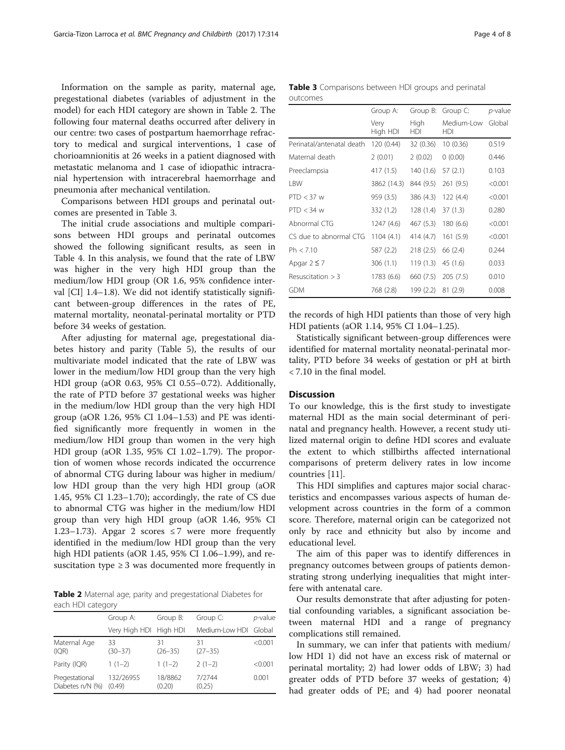Information on the sample as parity, maternal age, pregestational diabetes (variables of adjustment in the model) for each HDI category are shown in Table 2. The following four maternal deaths occurred after delivery in our centre: two cases of postpartum haemorrhage refractory to medical and surgical interventions, 1 case of chorioamnionitis at 26 weeks in a patient diagnosed with metastatic melanoma and 1 case of idiopathic intracranial hypertension with intracerebral haemorrhage and pneumonia after mechanical ventilation.

Comparisons between HDI groups and perinatal outcomes are presented in Table 3.

The initial crude associations and multiple comparisons between HDI groups and perinatal outcomes showed the following significant results, as seen in Table 4. In this analysis, we found that the rate of LBW was higher in the very high HDI group than the medium/low HDI group (OR 1.6, 95% confidence interval [CI] 1.4–1.8). We did not identify statistically significant between-group differences in the rates of PE, maternal mortality, neonatal-perinatal mortality or PTD before 34 weeks of gestation.

After adjusting for maternal age, pregestational diabetes history and parity (Table 5), the results of our multivariate model indicated that the rate of LBW was lower in the medium/low HDI group than the very high HDI group (aOR 0.63, 95% CI 0.55–0.72). Additionally, the rate of PTD before 37 gestational weeks was higher in the medium/low HDI group than the very high HDI group (aOR 1.26, 95% CI 1.04–1.53) and PE was identified significantly more frequently in women in the medium/low HDI group than women in the very high HDI group (aOR 1.35, 95% CI 1.02–1.79). The proportion of women whose records indicated the occurrence of abnormal CTG during labour was higher in medium/low HDI group than the very high HDI group (aOR 1.45, 95% CI 1.23–1.70); accordingly, the rate of CS due to abnormal CTG was higher in the medium/low HDI group than very high HDI group (aOR 1.46, 95% CI 1.23–1.73). Apgar 2 scores ≤ 7 were more frequently identified in the medium/low HDI group than the very high HDI patients (aOR 1.45, 95% CI 1.06–1.99), and resuscitation type ≥ 3 was documented more frequently in the records of high HDI patients than those of very high HDI patients (aOR 1.14, 95% CI 1.04–1.25).

Statistically significant between-group differences were identified for maternal mortality neonatal-perinatal mortality, PTD before 34 weeks of gestation or pH at birth < 7.10 in the final model.

**Table 2** Maternal age, parity and pregestational Diabetes for each HDI category

| | Group A: | Group B: | Group C: | *p*-value |
|---|---|---|---|---|
| | Very High HDI | High HDI | Medium-Low HDI | Global |
| Maternal Age (IQR) | 33 (30–37) | 31 (26–35) | 31 (27–35) | <0.001 |
| Parity (IQR) | 1 (1–2) | 1 (1–2) | 2 (1–2) | <0.001 |
| Pregestational Diabetes n/N (%) | 132/26955 (0.49) | 18/8862 (0.20) | 7/2744 (0.25) | 0.001 |

**Table 3** Comparisons between HDI groups and perinatal outcomes

| | Group A: | Group B: | Group C: | *p*-value |
|---|---|---|---|---|
| | Very High HDI | High HDI | Medium-Low HDI | Global |
| Perinatal/antenatal death | 120 (0.44) | 32 (0.36) | 10 (0.36) | 0.519 |
| Maternal death | 2 (0.01) | 2 (0.02) | 0 (0.00) | 0.446 |
| Preeclampsia | 417 (1.5) | 140 (1.6) | 57 (2.1) | 0.103 |
| LBW | 3862 (14.3) | 844 (9.5) | 261 (9.5) | <0.001 |
| PTD < 37 w | 959 (3.5) | 386 (4.3) | 122 (4.4) | <0.001 |
| PTD < 34 w | 332 (1.2) | 128 (1.4) | 37 (1.3) | 0.280 |
| Abnormal CTG | 1247 (4.6) | 467 (5.3) | 180 (6.6) | <0.001 |
| CS due to abnormal CTG | 1104 (4.1) | 414 (4.7) | 161 (5.9) | <0.001 |
| Ph < 7.10 | 587 (2.2) | 218 (2.5) | 66 (2.4) | 0.244 |
| Apgar 2 ≤ 7 | 306 (1.1) | 119 (1.3) | 45 (1.6) | 0.033 |
| Resuscitation > 3 | 1783 (6.6) | 660 (7.5) | 205 (7.5) | 0.010 |
| GDM | 768 (2.8) | 199 (2.2) | 81 (2.9) | 0.008 |

## Discussion

To our knowledge, this is the first study to investigate maternal HDI as the main social determinant of perinatal and pregnancy health. However, a recent study utilized maternal origin to define HDI scores and evaluate the extent to which stillbirths affected international comparisons of preterm delivery rates in low income countries [11].

This HDI simplifies and captures major social characteristics and encompasses various aspects of human development across countries in the form of a common score. Therefore, maternal origin can be categorized not only by race and ethnicity but also by income and educational level.

The aim of this paper was to identify differences in pregnancy outcomes between groups of patients demonstrating strong underlying inequalities that might interfere with antenatal care.

Our results demonstrate that after adjusting for potential confounding variables, a significant association between maternal HDI and a range of pregnancy complications still remained.

In summary, we can infer that patients with medium/low HDI 1) did not have an excess risk of maternal or perinatal mortality; 2) had lower odds of LBW; 3) had greater odds of PTD before 37 weeks of gestation; 4) had greater odds of PE; and 4) had poorer neonatal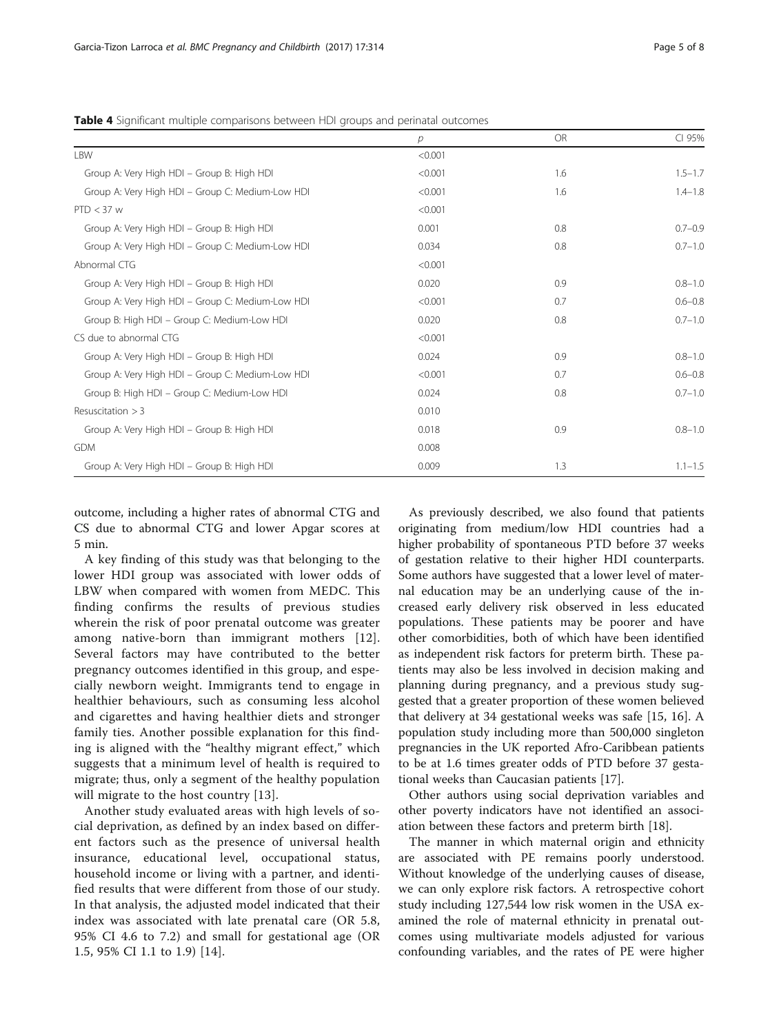**Table 4** Significant multiple comparisons between HDI groups and perinatal outcomes

| | *p* | OR | CI 95% |
|---|---|---|---|
| LBW | <0.001 | | |
| Group A: Very High HDI – Group B: High HDI | <0.001 | 1.6 | 1.5–1.7 |
| Group A: Very High HDI – Group C: Medium-Low HDI | <0.001 | 1.6 | 1.4–1.8 |
| PTD < 37 w | <0.001 | | |
| Group A: Very High HDI – Group B: High HDI | 0.001 | 0.8 | 0.7–0.9 |
| Group A: Very High HDI – Group C: Medium-Low HDI | 0.034 | 0.8 | 0.7–1.0 |
| Abnormal CTG | <0.001 | | |
| Group A: Very High HDI – Group B: High HDI | 0.020 | 0.9 | 0.8–1.0 |
| Group A: Very High HDI – Group C: Medium-Low HDI | <0.001 | 0.7 | 0.6–0.8 |
| Group B: High HDI – Group C: Medium-Low HDI | 0.020 | 0.8 | 0.7–1.0 |
| CS due to abnormal CTG | <0.001 | | |
| Group A: Very High HDI – Group B: High HDI | 0.024 | 0.9 | 0.8–1.0 |
| Group A: Very High HDI – Group C: Medium-Low HDI | <0.001 | 0.7 | 0.6–0.8 |
| Group B: High HDI – Group C: Medium-Low HDI | 0.024 | 0.8 | 0.7–1.0 |
| Resuscitation > 3 | 0.010 | | |
| Group A: Very High HDI – Group B: High HDI | 0.018 | 0.9 | 0.8–1.0 |
| GDM | 0.008 | | |
| Group A: Very High HDI – Group B: High HDI | 0.009 | 1.3 | 1.1–1.5 |

outcome, including a higher rates of abnormal CTG and CS due to abnormal CTG and lower Apgar scores at 5 min.

A key finding of this study was that belonging to the lower HDI group was associated with lower odds of LBW when compared with women from MEDC. This finding confirms the results of previous studies wherein the risk of poor prenatal outcome was greater among native-born than immigrant mothers [12]. Several factors may have contributed to the better pregnancy outcomes identified in this group, and especially newborn weight. Immigrants tend to engage in healthier behaviours, such as consuming less alcohol and cigarettes and having healthier diets and stronger family ties. Another possible explanation for this finding is aligned with the "healthy migrant effect," which suggests that a minimum level of health is required to migrate; thus, only a segment of the healthy population will migrate to the host country [13].

Another study evaluated areas with high levels of social deprivation, as defined by an index based on different factors such as the presence of universal health insurance, educational level, occupational status, household income or living with a partner, and identified results that were different from those of our study. In that analysis, the adjusted model indicated that their index was associated with late prenatal care (OR 5.8, 95% CI 4.6 to 7.2) and small for gestational age (OR 1.5, 95% CI 1.1 to 1.9) [14].

As previously described, we also found that patients originating from medium/low HDI countries had a higher probability of spontaneous PTD before 37 weeks of gestation relative to their higher HDI counterparts. Some authors have suggested that a lower level of maternal education may be an underlying cause of the increased early delivery risk observed in less educated populations. These patients may be poorer and have other comorbidities, both of which have been identified as independent risk factors for preterm birth. These patients may also be less involved in decision making and planning during pregnancy, and a previous study suggested that a greater proportion of these women believed that delivery at 34 gestational weeks was safe [15, 16]. A population study including more than 500,000 singleton pregnancies in the UK reported Afro-Caribbean patients to be at 1.6 times greater odds of PTD before 37 gestational weeks than Caucasian patients [17].

Other authors using social deprivation variables and other poverty indicators have not identified an association between these factors and preterm birth [18].

The manner in which maternal origin and ethnicity are associated with PE remains poorly understood. Without knowledge of the underlying causes of disease, we can only explore risk factors. A retrospective cohort study including 127,544 low risk women in the USA examined the role of maternal ethnicity in prenatal outcomes using multivariate models adjusted for various confounding variables, and the rates of PE were higher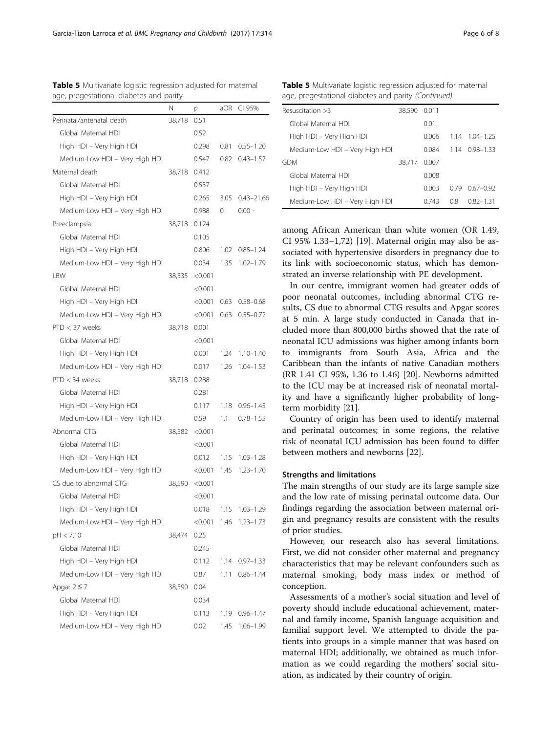**Table 5** Multivariate logistic regression adjusted for maternal age, pregestational diabetes and parity

| | N | p | aOR | CI 95% |
|---|---|---|---|---|
| Perinatal/antenatal death | 38,718 | 0.51 | | |
| Global Maternal HDI | | 0.52 | | |
| High HDI – Very High HDI | | 0.298 | 0.81 | 0.55–1.20 |
| Medium-Low HDI – Very High HDI | | 0.547 | 0.82 | 0.43–1.57 |
| Maternal death | 38,718 | 0.412 | | |
| Global Maternal HDI | | 0.537 | | |
| High HDI – Very High HDI | | 0.265 | 3.05 | 0.43–21.66 |
| Medium-Low HDI – Very High HDI | | 0.988 | 0 | 0.00 - |
| Preeclampsia | 38,718 | 0.124 | | |
| Global Maternal HDI | | 0.105 | | |
| High HDI – Very High HDI | | 0.806 | 1.02 | 0.85–1.24 |
| Medium-Low HDI – Very High HDI | | 0.034 | 1.35 | 1.02–1.79 |
| LBW | 38,535 | <0.001 | | |
| Global Maternal HDI | | <0.001 | | |
| High HDI – Very High HDI | | <0.001 | 0.63 | 0.58–0.68 |
| Medium-Low HDI – Very High HDI | | <0.001 | 0.63 | 0.55–0.72 |
| PTD < 37 weeks | 38,718 | 0.001 | | |
| Global Maternal HDI | | <0.001 | | |
| High HDI – Very High HDI | | 0.001 | 1.24 | 1.10–1.40 |
| Medium-Low HDI – Very High HDI | | 0.017 | 1.26 | 1.04–1.53 |
| PTD < 34 weeks | 38,718 | 0.288 | | |
| Global Maternal HDI | | 0.281 | | |
| High HDI – Very High HDI | | 0.117 | 1.18 | 0.96–1.45 |
| Medium-Low HDI – Very High HDI | | 0.59 | 1.1 | 0.78–1.55 |
| Abnormal CTG | 38,582 | <0.001 | | |
| Global Maternal HDI | | <0.001 | | |
| High HDI – Very High HDI | | 0.012 | 1.15 | 1.03–1.28 |
| Medium-Low HDI – Very High HDI | | <0.001 | 1.45 | 1.23–1.70 |
| CS due to abnormal CTG | 38,590 | <0.001 | | |
| Global Maternal HDI | | <0.001 | | |
| High HDI – Very High HDI | | 0.018 | 1.15 | 1.03–1.29 |
| Medium-Low HDI – Very High HDI | | <0.001 | 1.46 | 1.23–1.73 |
| pH < 7.10 | 38,474 | 0.25 | | |
| Global Maternal HDI | | 0.245 | | |
| High HDI – Very High HDI | | 0.112 | 1.14 | 0.97–1.33 |
| Medium-Low HDI – Very High HDI | | 0.87 | 1.11 | 0.86–1.44 |
| Apgar 2 ≤ 7 | 38,590 | 0.04 | | |
| Global Maternal HDI | | 0.034 | | |
| High HDI – Very High HDI | | 0.113 | 1.19 | 0.96–1.47 |
| Medium-Low HDI – Very High HDI | | 0.02 | 1.45 | 1.06–1.99 |
| Resuscitation >3 | 38,590 | 0.011 | | |
| Global Maternal HDI | | 0.01 | | |
| High HDI – Very High HDI | | 0.006 | 1.14 | 1.04–1.25 |
| Medium-Low HDI – Very High HDI | | 0.084 | 1.14 | 0.98–1.33 |
| GDM | 38,717 | 0.007 | | |
| Global Maternal HDI | | 0.008 | | |
| High HDI – Very High HDI | | 0.003 | 0.79 | 0.67–0.92 |
| Medium-Low HDI – Very High HDI | | 0.743 | 0.8 | 0.82–1.31 |

among African American than white women (OR 1.49, CI 95% 1.33–1,72) [19]. Maternal origin may also be associated with hypertensive disorders in pregnancy due to its link with socioeconomic status, which has demonstrated an inverse relationship with PE development.

In our centre, immigrant women had greater odds of poor neonatal outcomes, including abnormal CTG results, CS due to abnormal CTG results and Apgar scores at 5 min. A large study conducted in Canada that included more than 800,000 births showed that the rate of neonatal ICU admissions was higher among infants born to immigrants from South Asia, Africa and the Caribbean than the infants of native Canadian mothers (RR 1.41 CI 95%, 1.36 to 1.46) [20]. Newborns admitted to the ICU may be at increased risk of neonatal mortality and have a significantly higher probability of long-term morbidity [21].

Country of origin has been used to identify maternal and perinatal outcomes; in some regions, the relative risk of neonatal ICU admission has been found to differ between mothers and newborns [22].

### Strengths and limitations

The main strengths of our study are its large sample size and the low rate of missing perinatal outcome data. Our findings regarding the association between maternal origin and pregnancy results are consistent with the results of prior studies.

However, our research also has several limitations. First, we did not consider other maternal and pregnancy characteristics that may be relevant confounders such as maternal smoking, body mass index or method of conception.

Assessments of a mother's social situation and level of poverty should include educational achievement, maternal and family income, Spanish language acquisition and familial support level. We attempted to divide the patients into groups in a simple manner that was based on maternal HDI; additionally, we obtained as much information as we could regarding the mothers' social situation, as indicated by their country of origin.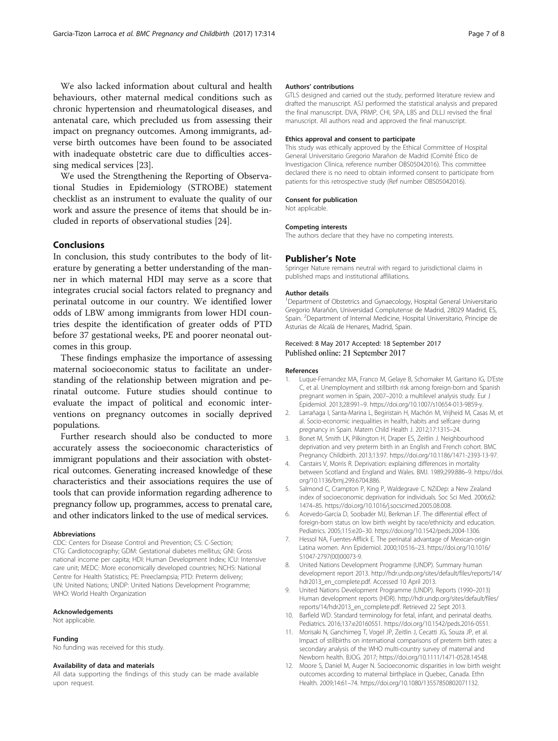We also lacked information about cultural and health behaviours, other maternal medical conditions such as chronic hypertension and rheumatological diseases, and antenatal care, which precluded us from assessing their impact on pregnancy outcomes. Among immigrants, adverse birth outcomes have been found to be associated with inadequate obstetric care due to difficulties accessing medical services [23].

We used the Strengthening the Reporting of Observational Studies in Epidemiology (STROBE) statement checklist as an instrument to evaluate the quality of our work and assure the presence of items that should be included in reports of observational studies [24].

## Conclusions

In conclusion, this study contributes to the body of literature by generating a better understanding of the manner in which maternal HDI may serve as a score that integrates crucial social factors related to pregnancy and perinatal outcome in our country. We identified lower odds of LBW among immigrants from lower HDI countries despite the identification of greater odds of PTD before 37 gestational weeks, PE and poorer neonatal outcomes in this group.

These findings emphasize the importance of assessing maternal socioeconomic status to facilitate an understanding of the relationship between migration and perinatal outcome. Future studies should continue to evaluate the impact of political and economic interventions on pregnancy outcomes in socially deprived populations.

Further research should also be conducted to more accurately assess the socioeconomic characteristics of immigrant populations and their association with obstetrical outcomes. Generating increased knowledge of these characteristics and their associations requires the use of tools that can provide information regarding adherence to pregnancy follow up, programmes, access to prenatal care, and other indicators linked to the use of medical services.

#### Abbreviations

CDC: Centers for Disease Control and Prevention; CS: C-Section; CTG: Cardiotocography; GDM: Gestational diabetes mellitus; GNI: Gross national income per capita; HDI: Human Development Index; ICU: Intensive care unit; MEDC: More economically developed countries; NCHS: National Centre for Health Statistics; PE: Preeclampsia; PTD: Preterm delivery; UN: United Nations; UNDP: United Nations Development Programme; WHO: World Health Organization

#### Acknowledgements

Not applicable.

#### Funding

No funding was received for this study.

#### Availability of data and materials

All data supporting the findings of this study can be made available upon request.

#### Authors' contributions

GTLS designed and carried out the study, performed literature review and drafted the manuscript. ASJ performed the statistical analysis and prepared the final manuscript. DVA, PRMP, CHI, SPA, LBS and DLLJ revised the final manuscript. All authors read and approved the final manuscript.

#### Ethics approval and consent to participate

This study was ethically approved by the Ethical Committee of Hospital General Universitario Gregorio Marañon de Madrid (Comité Ético de Investigacion Clínica, reference number OBS05042016). This committee declared there is no need to obtain informed consent to participate from patients for this retrospective study (Ref number OBS05042016).

#### Consent for publication

Not applicable.

#### Competing interests

The authors declare that they have no competing interests.

## Publisher's Note

Springer Nature remains neutral with regard to jurisdictional claims in published maps and institutional affiliations.

#### Author details

[1]Department of Obstetrics and Gynaecology, Hospital General Universitario Gregorio Marañón, Universidad Complutense de Madrid, 28029 Madrid, ES, Spain. [2]Department of Internal Medicine, Hospital Universitario, Principe de Asturias de Alcalá de Henares, Madrid, Spain.

Received: 8 May 2017 Accepted: 18 September 2017
Published online: 21 September 2017

#### References

1. Luque-Fernandez MA, Franco M, Gelaye B, Schomaker M, Garitano IG, D'Este C, et al. Unemployment and stillbirth risk among foreign-born and Spanish pregnant women in Spain, 2007–2010: a multilevel analysis study. Eur J Epidemiol. 2013;28:991–9. https://doi.org/10.1007/s10654-013-9859-y.
2. Larrañaga I, Santa-Marina L, Begiristain H, Machón M, Vrijheid M, Casas M, et al. Socio-economic inequalities in health, habits and selfcare during pregnancy in Spain. Matern Child Health J. 2012;17:1315–24.
3. Bonet M, Smith LK, Pilkington H, Draper ES, Zeitlin J. Neighbourhood deprivation and very preterm birth in an English and French cohort. BMC Pregnancy Childbirth. 2013;13:97. https://doi.org/10.1186/1471-2393-13-97.
4. Carstairs V, Morris R. Deprivation: explaining differences in mortality between Scotland and England and Wales. BMJ. 1989;299:886–9. https://doi.org/10.1136/bmj.299.6704.886.
5. Salmond C, Crampton P, King P, Waldegrave C. NZiDep: a New Zealand index of socioeconomic deprivation for individuals. Soc Sci Med. 2006;62:1474–85. https://doi.org/10.1016/j.socscimed.2005.08.008.
6. Acevedo-Garcia D, Soobader MJ, Berkman LF. The differential effect of foreign-born status on low birth weight by race/ethnicity and education. Pediatrics. 2005;115:e20–30. https://doi.org/10.1542/peds.2004-1306.
7. Hessol NA, Fuentes-Afflick E. The perinatal advantage of Mexican-origin Latina women. Ann Epidemiol. 2000;10:516–23. https://doi.org/10.1016/S1047-2797(00)00073-9.
8. United Nations Development Programme (UNDP). Summary human development report 2013. http://hdr.undp.org/sites/default/files/reports/14/hdr2013_en_complete.pdf. Accessed 10 April 2013.
9. United Nations Development Programme (UNDP). Reports (1990–2013) Human development reports (HDR). http://hdr.undp.org/sites/default/files/reports/14/hdr2013_en_complete.pdf. Retrieved 22 Sept 2013.
10. Barfield WD. Standard terminology for fetal, infant, and perinatal deaths. Pediatrics. 2016;137:e20160551. https://doi.org/10.1542/peds.2016-0551.
11. Morisaki N, Ganchimeg T, Vogel JP, Zeitlin J, Cecatti JG, Souza JP, et al. Impact of stillbirths on international comparisons of preterm birth rates: a secondary analysis of the WHO multi-country survey of maternal and Newborn health. BJOG. 2017; https://doi.org/10.1111/1471-0528.14548.
12. Moore S, Daniel M, Auger N. Socioeconomic disparities in low birth weight outcomes according to maternal birthplace in Quebec, Canada. Ethn Health. 2009;14:61–74. https://doi.org/10.1080/13557850802071132.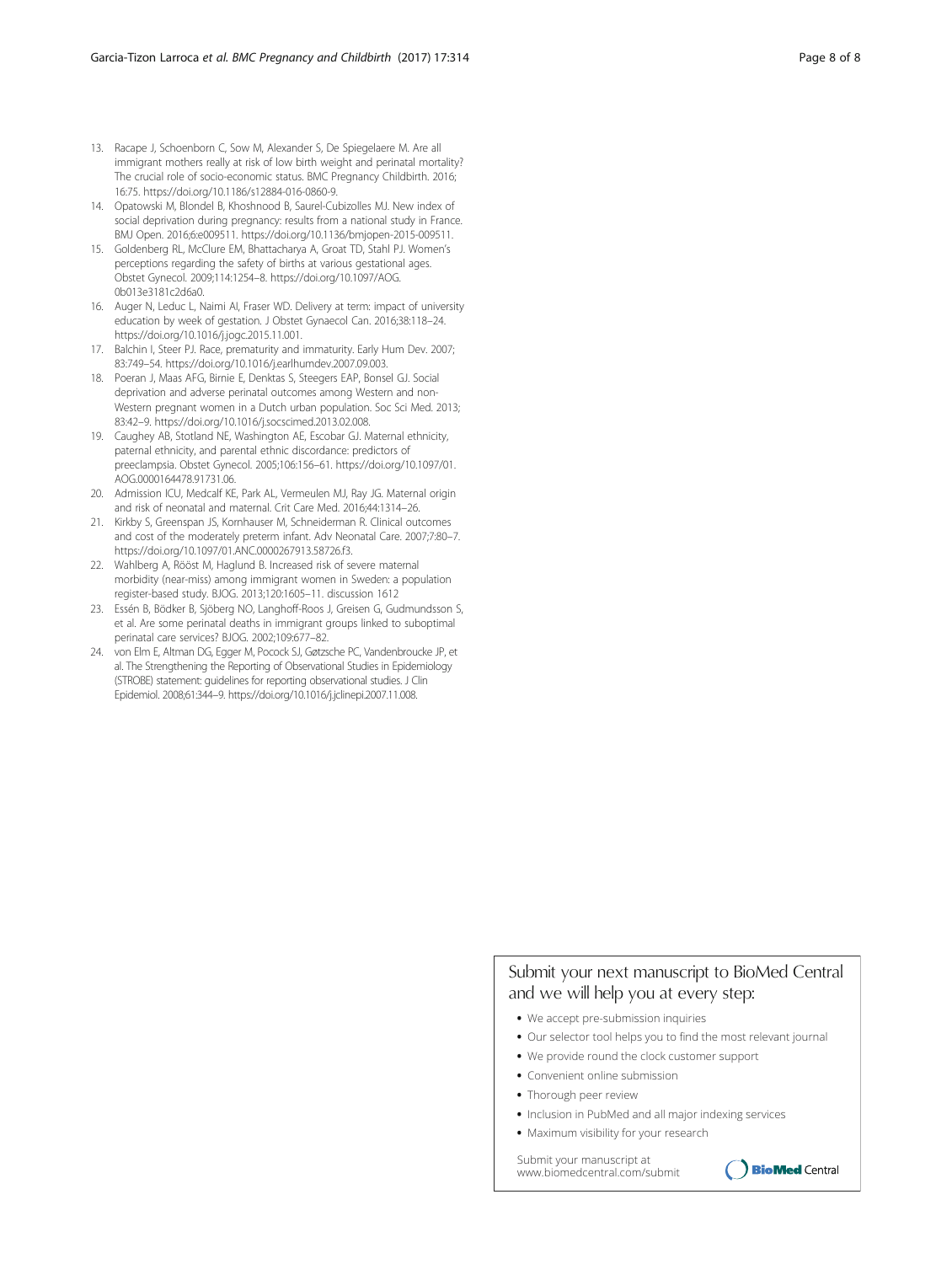13. Racape J, Schoenborn C, Sow M, Alexander S, De Spiegelaere M. Are all immigrant mothers really at risk of low birth weight and perinatal mortality? The crucial role of socio-economic status. BMC Pregnancy Childbirth. 2016; 16:75. https://doi.org/10.1186/s12884-016-0860-9.
14. Opatowski M, Blondel B, Khoshnood B, Saurel-Cubizolles MJ. New index of social deprivation during pregnancy: results from a national study in France. BMJ Open. 2016;6:e009511. https://doi.org/10.1136/bmjopen-2015-009511.
15. Goldenberg RL, McClure EM, Bhattacharya A, Groat TD, Stahl PJ. Women's perceptions regarding the safety of births at various gestational ages. Obstet Gynecol. 2009;114:1254–8. https://doi.org/10.1097/AOG.0b013e3181c2d6a0.
16. Auger N, Leduc L, Naimi AI, Fraser WD. Delivery at term: impact of university education by week of gestation. J Obstet Gynaecol Can. 2016;38:118–24. https://doi.org/10.1016/j.jogc.2015.11.001.
17. Balchin I, Steer PJ. Race, prematurity and immaturity. Early Hum Dev. 2007; 83:749–54. https://doi.org/10.1016/j.earlhumdev.2007.09.003.
18. Poeran J, Maas AFG, Birnie E, Denktas S, Steegers EAP, Bonsel GJ. Social deprivation and adverse perinatal outcomes among Western and non-Western pregnant women in a Dutch urban population. Soc Sci Med. 2013; 83:42–9. https://doi.org/10.1016/j.socscimed.2013.02.008.
19. Caughey AB, Stotland NE, Washington AE, Escobar GJ. Maternal ethnicity, paternal ethnicity, and parental ethnic discordance: predictors of preeclampsia. Obstet Gynecol. 2005;106:156–61. https://doi.org/10.1097/01.AOG.0000164478.91731.06.
20. Admission ICU, Medcalf KE, Park AL, Vermeulen MJ, Ray JG. Maternal origin and risk of neonatal and maternal. Crit Care Med. 2016;44:1314–26.
21. Kirkby S, Greenspan JS, Kornhauser M, Schneiderman R. Clinical outcomes and cost of the moderately preterm infant. Adv Neonatal Care. 2007;7:80–7. https://doi.org/10.1097/01.ANC.0000267913.58726.f3.
22. Wahlberg A, Rööst M, Haglund B. Increased risk of severe maternal morbidity (near-miss) among immigrant women in Sweden: a population register-based study. BJOG. 2013;120:1605–11. discussion 1612
23. Essén B, Bödker B, Sjöberg NO, Langhoff-Roos J, Greisen G, Gudmundsson S, et al. Are some perinatal deaths in immigrant groups linked to suboptimal perinatal care services? BJOG. 2002;109:677–82.
24. von Elm E, Altman DG, Egger M, Pocock SJ, Gøtzsche PC, Vandenbroucke JP, et al. The Strengthening the Reporting of Observational Studies in Epidemiology (STROBE) statement: guidelines for reporting observational studies. J Clin Epidemiol. 2008;61:344–9. https://doi.org/10.1016/j.jclinepi.2007.11.008.

Submit your next manuscript to BioMed Central and we will help you at every step:

- We accept pre-submission inquiries
- Our selector tool helps you to find the most relevant journal
- We provide round the clock customer support
- Convenient online submission
- Thorough peer review
- Inclusion in PubMed and all major indexing services
- Maximum visibility for your research

Submit your manuscript at
www.biomedcentral.com/submit

BioMed Central